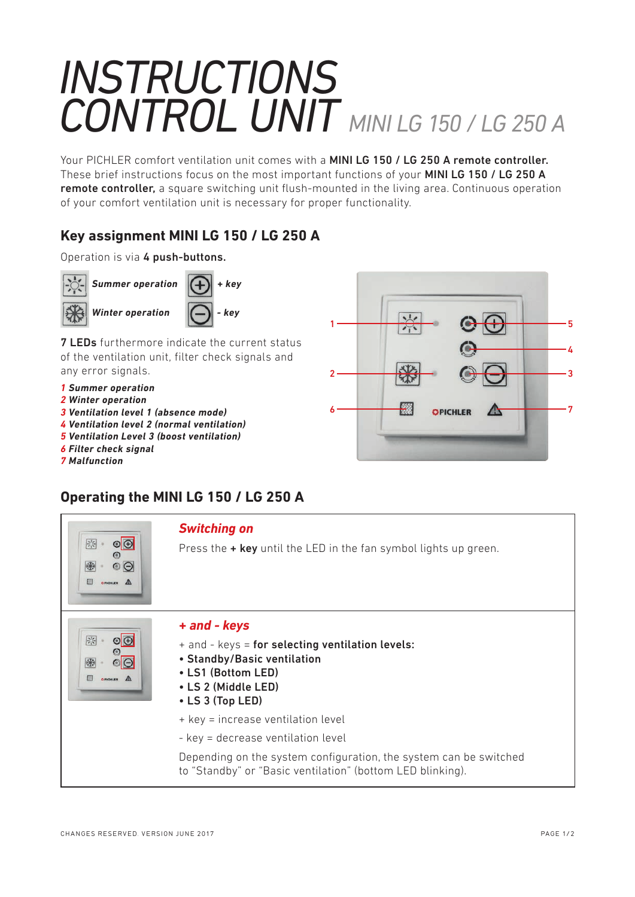# INSTRUCTIONS CONTROL UNIT *MINI LG 150 / LG 250 A*

Your PICHLER comfort ventilation unit comes with a **MINI LG 150 / LG 250 A remote controller.** These brief instructions focus on the most important functions of your **MINI LG 150 / LG 250 A remote controller,** a square switching unit flush-mounted in the living area. Continuous operation of your comfort ventilation unit is necessary for proper functionality.

## Key assignment MINI LG 150 / LG 250 A

Operation is via **4 push-buttons.**

***Summer operation*** ***+ key***

***Winter operation*** ***- key***

**7 LEDs** furthermore indicate the current status of the ventilation unit, filter check signals and any error signals.

***1 Summer operation***
***2 Winter operation***
***3 Ventilation level 1 (absence mode)***
***4 Ventilation level 2 (normal ventilation)***
***5 Ventilation Level 3 (boost ventilation)***
***6 Filter check signal***
***7 Malfunction***

## Operating the MINI LG 150 / LG 250 A

### *Switching on*

Press the **+ key** until the LED in the fan symbol lights up green.

### *+ and - keys*

+ and - keys = **for selecting ventilation levels:**

- **Standby/Basic ventilation**
- **LS1 (Bottom LED)**
- **LS 2 (Middle LED)**
- **LS 3 (Top LED)**

+ key = increase ventilation level

- key = decrease ventilation level

Depending on the system configuration, the system can be switched to "Standby" or "Basic ventilation" (bottom LED blinking).

CHANGES RESERVED. VERSION JUNE 2017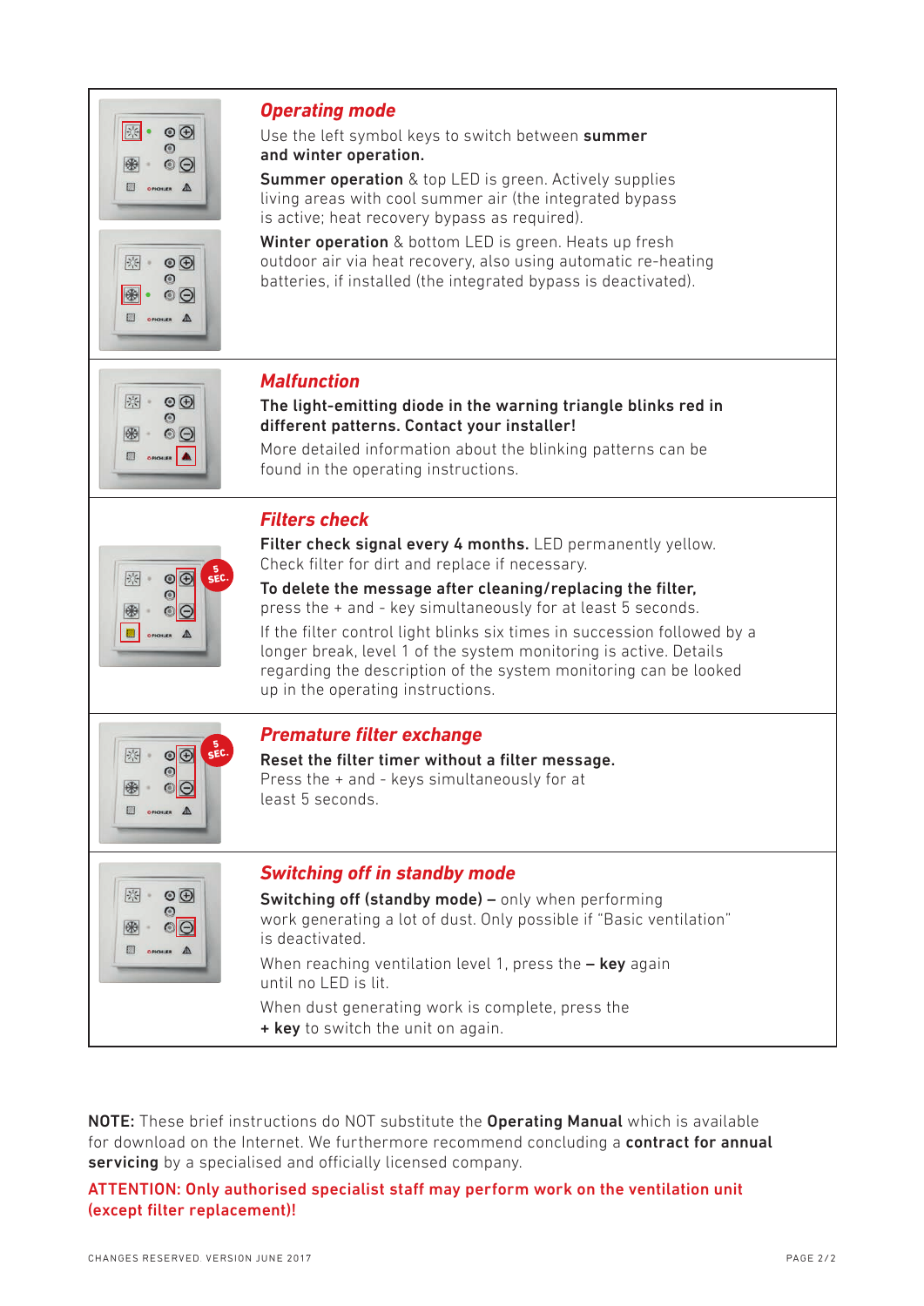### *Operating mode*

Use the left symbol keys to switch between **summer and winter operation.**

**Summer operation** & top LED is green. Actively supplies living areas with cool summer air (the integrated bypass is active; heat recovery bypass as required).

**Winter operation** & bottom LED is green. Heats up fresh outdoor air via heat recovery, also using automatic re-heating batteries, if installed (the integrated bypass is deactivated).

### *Malfunction*

**The light-emitting diode in the warning triangle blinks red in different patterns. Contact your installer!**

More detailed information about the blinking patterns can be found in the operating instructions.

### *Filters check*

5 SEC.

**Filter check signal every 4 months.** LED permanently yellow. Check filter for dirt and replace if necessary.

**To delete the message after cleaning/replacing the filter,** press the + and - key simultaneously for at least 5 seconds.

If the filter control light blinks six times in succession followed by a longer break, level 1 of the system monitoring is active. Details regarding the description of the system monitoring can be looked up in the operating instructions.

### *Premature filter exchange*

5 SEC.

**Reset the filter timer without a filter message.**
Press the + and - keys simultaneously for at least 5 seconds.

### *Switching off in standby mode*

**Switching off (standby mode) –** only when performing work generating a lot of dust. Only possible if "Basic ventilation" is deactivated.

When reaching ventilation level 1, press the **– key** again until no LED is lit.

When dust generating work is complete, press the **+ key** to switch the unit on again.

**NOTE:** These brief instructions do NOT substitute the **Operating Manual** which is available for download on the Internet. We furthermore recommend concluding a **contract for annual servicing** by a specialised and officially licensed company.

**ATTENTION: Only authorised specialist staff may perform work on the ventilation unit (except filter replacement)!**

CHANGES RESERVED. VERSION JUNE 2017